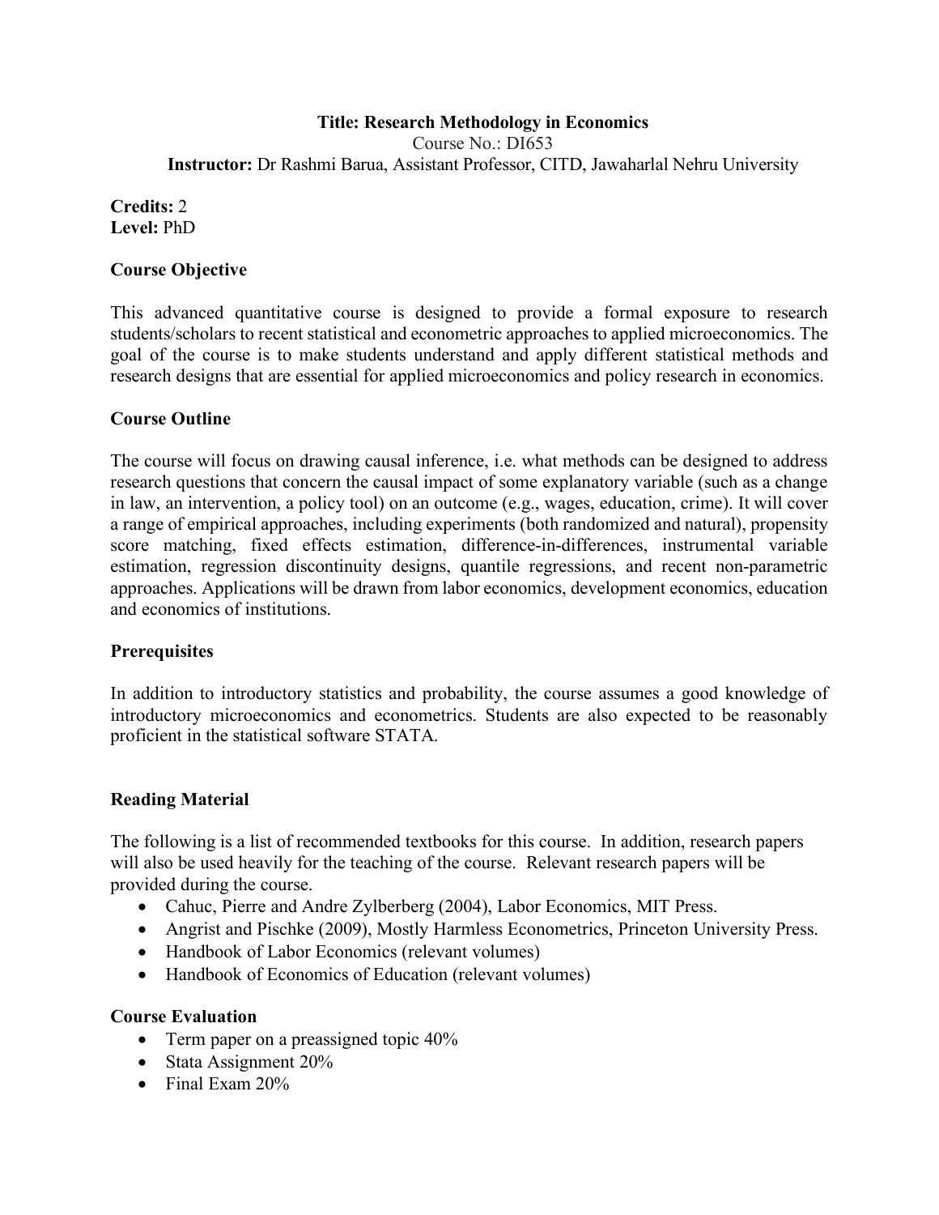**Title: Research Methodology in Economics**

Course No.: DI653

**Instructor:** Dr Rashmi Barua, Assistant Professor, CITD, Jawaharlal Nehru University

**Credits:** 2
**Level:** PhD

## Course Objective

This advanced quantitative course is designed to provide a formal exposure to research students/scholars to recent statistical and econometric approaches to applied microeconomics. The goal of the course is to make students understand and apply different statistical methods and research designs that are essential for applied microeconomics and policy research in economics.

## Course Outline

The course will focus on drawing causal inference, i.e. what methods can be designed to address research questions that concern the causal impact of some explanatory variable (such as a change in law, an intervention, a policy tool) on an outcome (e.g., wages, education, crime). It will cover a range of empirical approaches, including experiments (both randomized and natural), propensity score matching, fixed effects estimation, difference-in-differences, instrumental variable estimation, regression discontinuity designs, quantile regressions, and recent non-parametric approaches. Applications will be drawn from labor economics, development economics, education and economics of institutions.

## Prerequisites

In addition to introductory statistics and probability, the course assumes a good knowledge of introductory microeconomics and econometrics. Students are also expected to be reasonably proficient in the statistical software STATA.

## Reading Material

The following is a list of recommended textbooks for this course. In addition, research papers will also be used heavily for the teaching of the course. Relevant research papers will be provided during the course.

- Cahuc, Pierre and Andre Zylberberg (2004), Labor Economics, MIT Press.
- Angrist and Pischke (2009), Mostly Harmless Econometrics, Princeton University Press.
- Handbook of Labor Economics (relevant volumes)
- Handbook of Economics of Education (relevant volumes)

## Course Evaluation

- Term paper on a preassigned topic 40%
- Stata Assignment 20%
- Final Exam 20%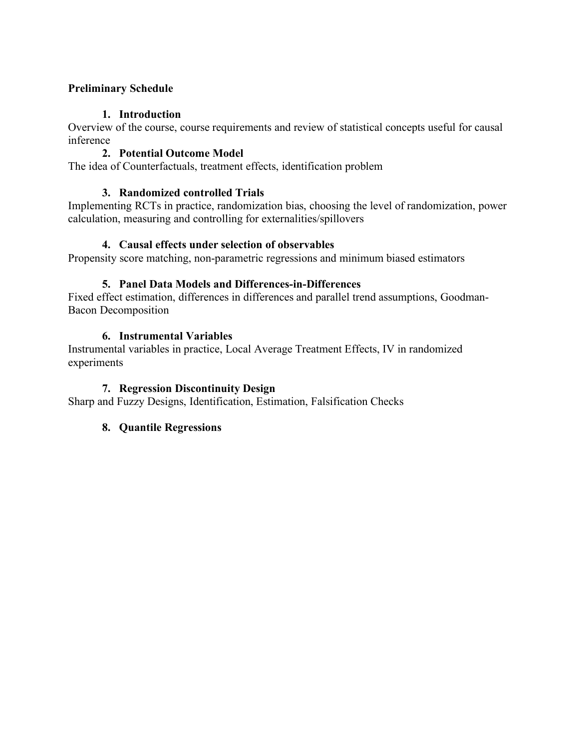**Preliminary Schedule**

1. **Introduction**

Overview of the course, course requirements and review of statistical concepts useful for causal inference

2. **Potential Outcome Model**

The idea of Counterfactuals, treatment effects, identification problem

3. **Randomized controlled Trials**

Implementing RCTs in practice, randomization bias, choosing the level of randomization, power calculation, measuring and controlling for externalities/spillovers

4. **Causal effects under selection of observables**

Propensity score matching, non-parametric regressions and minimum biased estimators

5. **Panel Data Models and Differences-in-Differences**

Fixed effect estimation, differences in differences and parallel trend assumptions, Goodman-Bacon Decomposition

6. **Instrumental Variables**

Instrumental variables in practice, Local Average Treatment Effects, IV in randomized experiments

7. **Regression Discontinuity Design**

Sharp and Fuzzy Designs, Identification, Estimation, Falsification Checks

8. **Quantile Regressions**